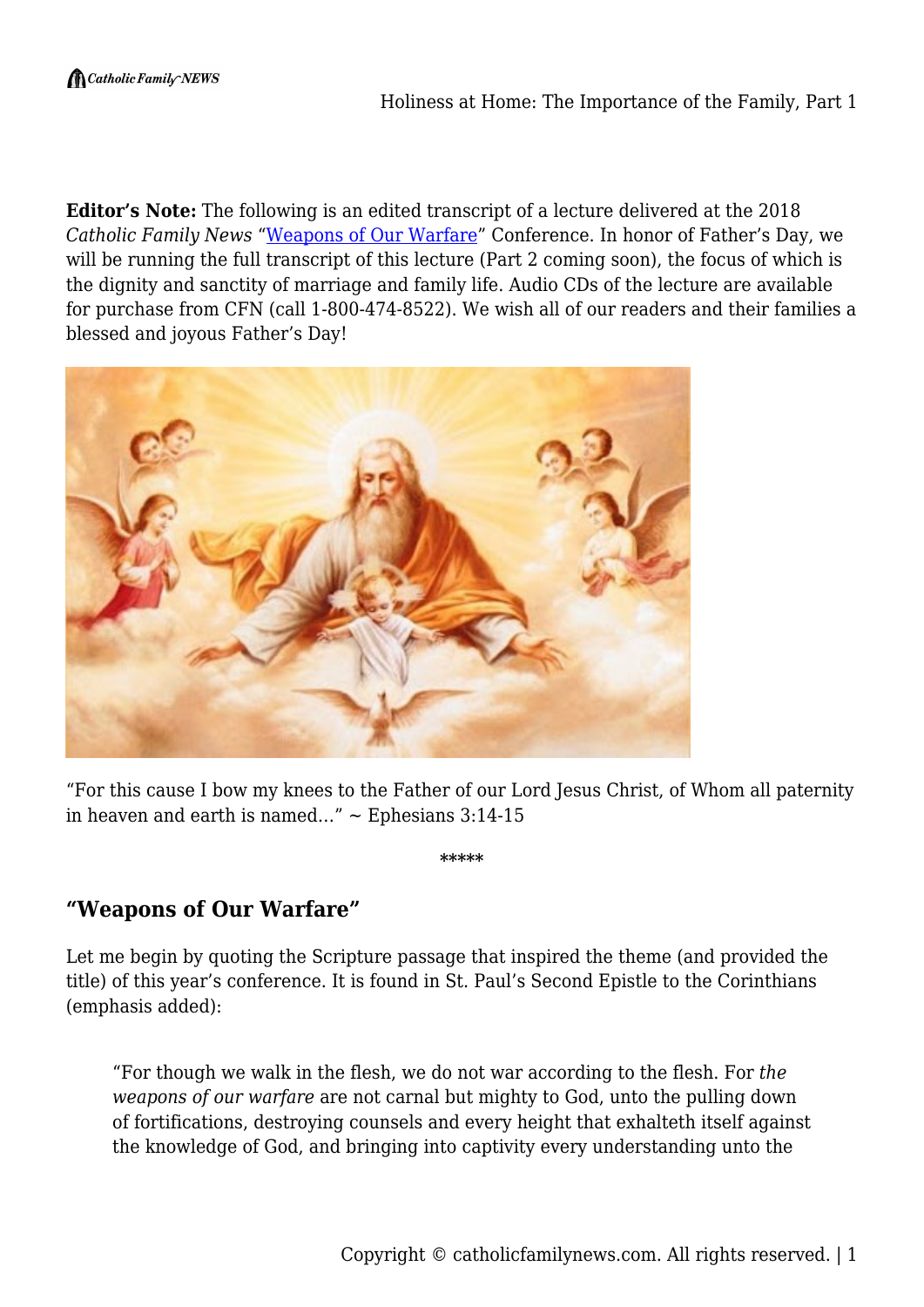**Editor's Note:** The following is an edited transcript of a lecture delivered at the 2018 *Catholic Family News* "Weapons of Our Warfare" Conference. In honor of Father's Day, we will be running the full transcript of this lecture (Part 2 coming soon), the focus of which is the dignity and sanctity of marriage and family life. Audio CDs of the lecture are available for purchase from CFN (call 1-800-474-8522). We wish all of our readers and their families a blessed and joyous Father's Day!

"For this cause I bow my knees to the Father of our Lord Jesus Christ, of Whom all paternity in heaven and earth is named…" ~ Ephesians 3:14-15

*****

## "Weapons of Our Warfare"

Let me begin by quoting the Scripture passage that inspired the theme (and provided the title) of this year's conference. It is found in St. Paul's Second Epistle to the Corinthians (emphasis added):

> "For though we walk in the flesh, we do not war according to the flesh. For *the weapons of our warfare* are not carnal but mighty to God, unto the pulling down of fortifications, destroying counsels and every height that exalteth itself against the knowledge of God, and bringing into captivity every understanding unto the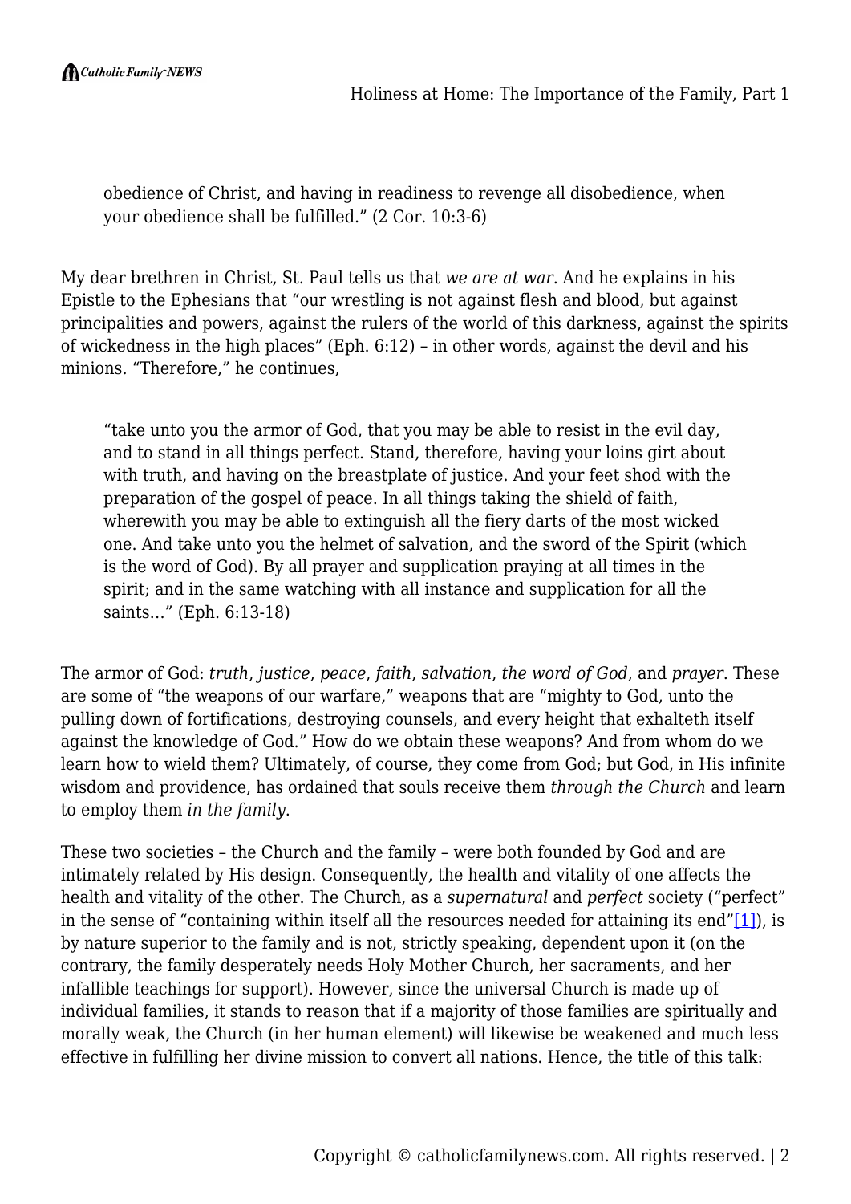> obedience of Christ, and having in readiness to revenge all disobedience, when your obedience shall be fulfilled.” (2 Cor. 10:3-6)

My dear brethren in Christ, St. Paul tells us that *we are at war*. And he explains in his Epistle to the Ephesians that “our wrestling is not against flesh and blood, but against principalities and powers, against the rulers of the world of this darkness, against the spirits of wickedness in the high places” (Eph. 6:12) – in other words, against the devil and his minions. “Therefore,” he continues,

> “take unto you the armor of God, that you may be able to resist in the evil day, and to stand in all things perfect. Stand, therefore, having your loins girt about with truth, and having on the breastplate of justice. And your feet shod with the preparation of the gospel of peace. In all things taking the shield of faith, wherewith you may be able to extinguish all the fiery darts of the most wicked one. And take unto you the helmet of salvation, and the sword of the Spirit (which is the word of God). By all prayer and supplication praying at all times in the spirit; and in the same watching with all instance and supplication for all the saints…” (Eph. 6:13-18)

The armor of God: *truth*, *justice*, *peace*, *faith*, *salvation*, *the word of God*, and *prayer*. These are some of “the weapons of our warfare,” weapons that are “mighty to God, unto the pulling down of fortifications, destroying counsels, and every height that exhalteth itself against the knowledge of God.” How do we obtain these weapons? And from whom do we learn how to wield them? Ultimately, of course, they come from God; but God, in His infinite wisdom and providence, has ordained that souls receive them *through the Church* and learn to employ them *in the family*.

These two societies – the Church and the family – were both founded by God and are intimately related by His design. Consequently, the health and vitality of one affects the health and vitality of the other. The Church, as a *supernatural* and *perfect* society (“perfect” in the sense of “containing within itself all the resources needed for attaining its end”[1]), is by nature superior to the family and is not, strictly speaking, dependent upon it (on the contrary, the family desperately needs Holy Mother Church, her sacraments, and her infallible teachings for support). However, since the universal Church is made up of individual families, it stands to reason that if a majority of those families are spiritually and morally weak, the Church (in her human element) will likewise be weakened and much less effective in fulfilling her divine mission to convert all nations. Hence, the title of this talk: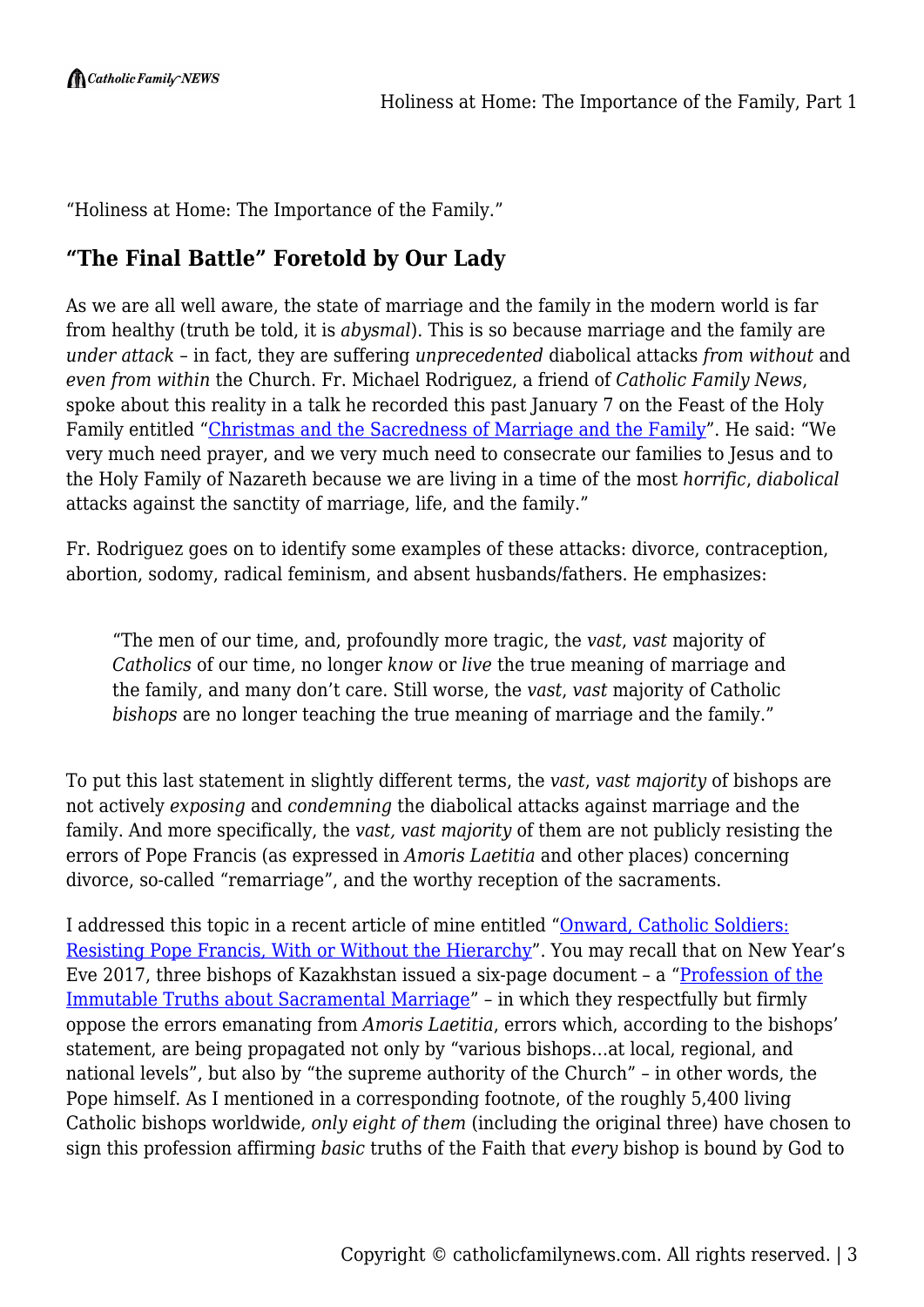"Holiness at Home: The Importance of the Family."

## "The Final Battle" Foretold by Our Lady

As we are all well aware, the state of marriage and the family in the modern world is far from healthy (truth be told, it is *abysmal*). This is so because marriage and the family are *under attack* – in fact, they are suffering *unprecedented* diabolical attacks *from without* and *even from within* the Church. Fr. Michael Rodriguez, a friend of *Catholic Family News*, spoke about this reality in a talk he recorded this past January 7 on the Feast of the Holy Family entitled "[Christmas and the Sacredness of Marriage and the Family](#)". He said: "We very much need prayer, and we very much need to consecrate our families to Jesus and to the Holy Family of Nazareth because we are living in a time of the most *horrific*, *diabolical* attacks against the sanctity of marriage, life, and the family."

Fr. Rodriguez goes on to identify some examples of these attacks: divorce, contraception, abortion, sodomy, radical feminism, and absent husbands/fathers. He emphasizes:

> "The men of our time, and, profoundly more tragic, the *vast*, *vast* majority of *Catholics* of our time, no longer *know* or *live* the true meaning of marriage and the family, and many don't care. Still worse, the *vast*, *vast* majority of Catholic *bishops* are no longer teaching the true meaning of marriage and the family."

To put this last statement in slightly different terms, the *vast*, *vast majority* of bishops are not actively *exposing* and *condemning* the diabolical attacks against marriage and the family. And more specifically, the *vast, vast majority* of them are not publicly resisting the errors of Pope Francis (as expressed in *Amoris Laetitia* and other places) concerning divorce, so-called "remarriage", and the worthy reception of the sacraments.

I addressed this topic in a recent article of mine entitled "[Onward, Catholic Soldiers: Resisting Pope Francis, With or Without the Hierarchy](#)". You may recall that on New Year's Eve 2017, three bishops of Kazakhstan issued a six-page document – a "[Profession of the Immutable Truths about Sacramental Marriage](#)" – in which they respectfully but firmly oppose the errors emanating from *Amoris Laetitia*, errors which, according to the bishops' statement, are being propagated not only by "various bishops…at local, regional, and national levels", but also by "the supreme authority of the Church" – in other words, the Pope himself. As I mentioned in a corresponding footnote, of the roughly 5,400 living Catholic bishops worldwide, *only eight of them* (including the original three) have chosen to sign this profession affirming *basic* truths of the Faith that *every* bishop is bound by God to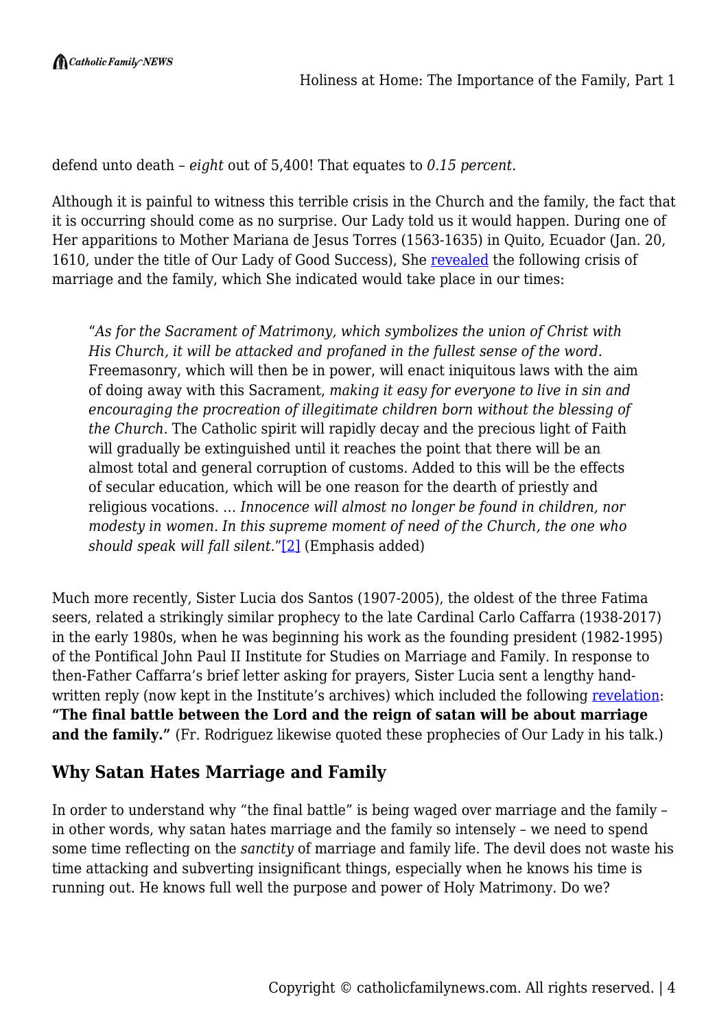defend unto death – *eight* out of 5,400! That equates to *0.15 percent*.

Although it is painful to witness this terrible crisis in the Church and the family, the fact that it is occurring should come as no surprise. Our Lady told us it would happen. During one of Her apparitions to Mother Mariana de Jesus Torres (1563-1635) in Quito, Ecuador (Jan. 20, 1610, under the title of Our Lady of Good Success), She revealed the following crisis of marriage and the family, which She indicated would take place in our times:

> "*As for the Sacrament of Matrimony, which symbolizes the union of Christ with His Church, it will be attacked and profaned in the fullest sense of the word.* Freemasonry, which will then be in power, will enact iniquitous laws with the aim of doing away with this Sacrament, *making it easy for everyone to live in sin and encouraging the procreation of illegitimate children born without the blessing of the Church.* The Catholic spirit will rapidly decay and the precious light of Faith will gradually be extinguished until it reaches the point that there will be an almost total and general corruption of customs. Added to this will be the effects of secular education, which will be one reason for the dearth of priestly and religious vocations. … *Innocence will almost no longer be found in children, nor modesty in women. In this supreme moment of need of the Church, the one who should speak will fall silent.*"[2] (Emphasis added)

Much more recently, Sister Lucia dos Santos (1907-2005), the oldest of the three Fatima seers, related a strikingly similar prophecy to the late Cardinal Carlo Caffarra (1938-2017) in the early 1980s, when he was beginning his work as the founding president (1982-1995) of the Pontifical John Paul II Institute for Studies on Marriage and Family. In response to then-Father Caffarra's brief letter asking for prayers, Sister Lucia sent a lengthy hand-written reply (now kept in the Institute's archives) which included the following revelation: **"The final battle between the Lord and the reign of satan will be about marriage and the family."** (Fr. Rodriguez likewise quoted these prophecies of Our Lady in his talk.)

## Why Satan Hates Marriage and Family

In order to understand why "the final battle" is being waged over marriage and the family – in other words, why satan hates marriage and the family so intensely – we need to spend some time reflecting on the *sanctity* of marriage and family life. The devil does not waste his time attacking and subverting insignificant things, especially when he knows his time is running out. He knows full well the purpose and power of Holy Matrimony. Do we?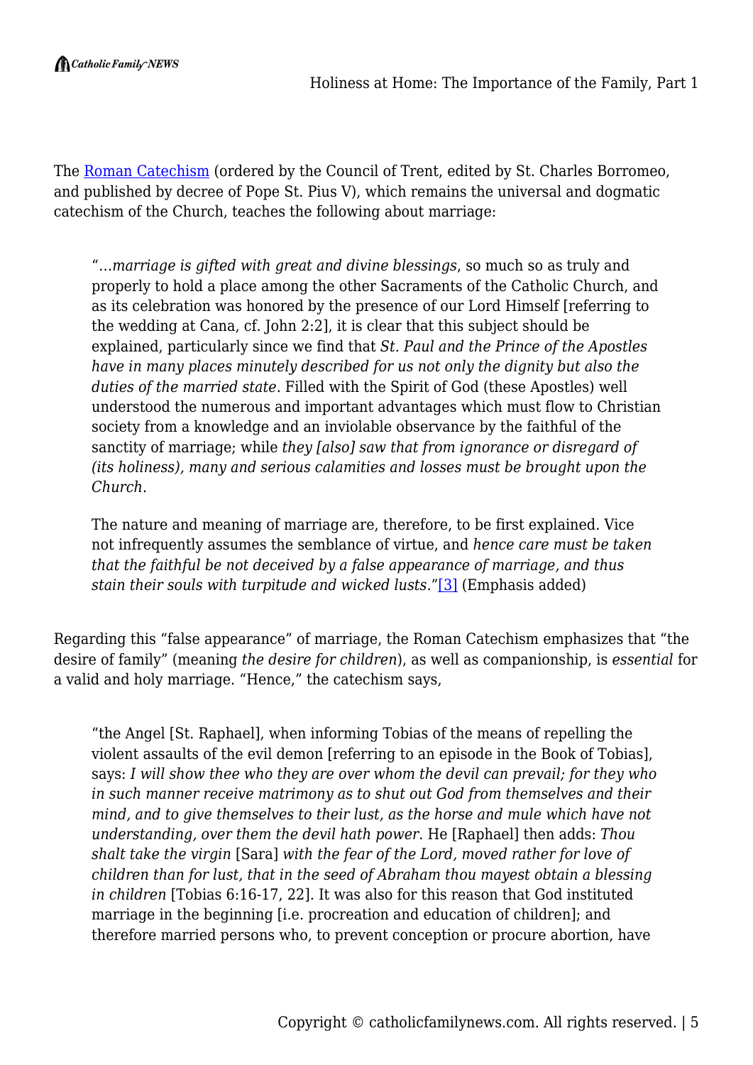The [Roman Catechism](#) (ordered by the Council of Trent, edited by St. Charles Borromeo, and published by decree of Pope St. Pius V), which remains the universal and dogmatic catechism of the Church, teaches the following about marriage:

> "…*marriage is gifted with great and divine blessings*, so much so as truly and properly to hold a place among the other Sacraments of the Catholic Church, and as its celebration was honored by the presence of our Lord Himself [referring to the wedding at Cana, cf. John 2:2], it is clear that this subject should be explained, particularly since we find that *St. Paul and the Prince of the Apostles have in many places minutely described for us not only the dignity but also the duties of the married state*. Filled with the Spirit of God (these Apostles) well understood the numerous and important advantages which must flow to Christian society from a knowledge and an inviolable observance by the faithful of the sanctity of marriage; while *they [also] saw that from ignorance or disregard of (its holiness), many and serious calamities and losses must be brought upon the Church*.
>
> The nature and meaning of marriage are, therefore, to be first explained. Vice not infrequently assumes the semblance of virtue, and *hence care must be taken that the faithful be not deceived by a false appearance of marriage, and thus stain their souls with turpitude and wicked lusts*."[3] (Emphasis added)

Regarding this "false appearance" of marriage, the Roman Catechism emphasizes that "the desire of family" (meaning *the desire for children*), as well as companionship, is *essential* for a valid and holy marriage. "Hence," the catechism says,

> "the Angel [St. Raphael], when informing Tobias of the means of repelling the violent assaults of the evil demon [referring to an episode in the Book of Tobias], says: *I will show thee who they are over whom the devil can prevail; for they who in such manner receive matrimony as to shut out God from themselves and their mind, and to give themselves to their lust, as the horse and mule which have not understanding, over them the devil hath power*. He [Raphael] then adds: *Thou shalt take the virgin* [Sara] *with the fear of the Lord, moved rather for love of children than for lust, that in the seed of Abraham thou mayest obtain a blessing in children* [Tobias 6:16-17, 22]. It was also for this reason that God instituted marriage in the beginning [i.e. procreation and education of children]; and therefore married persons who, to prevent conception or procure abortion, have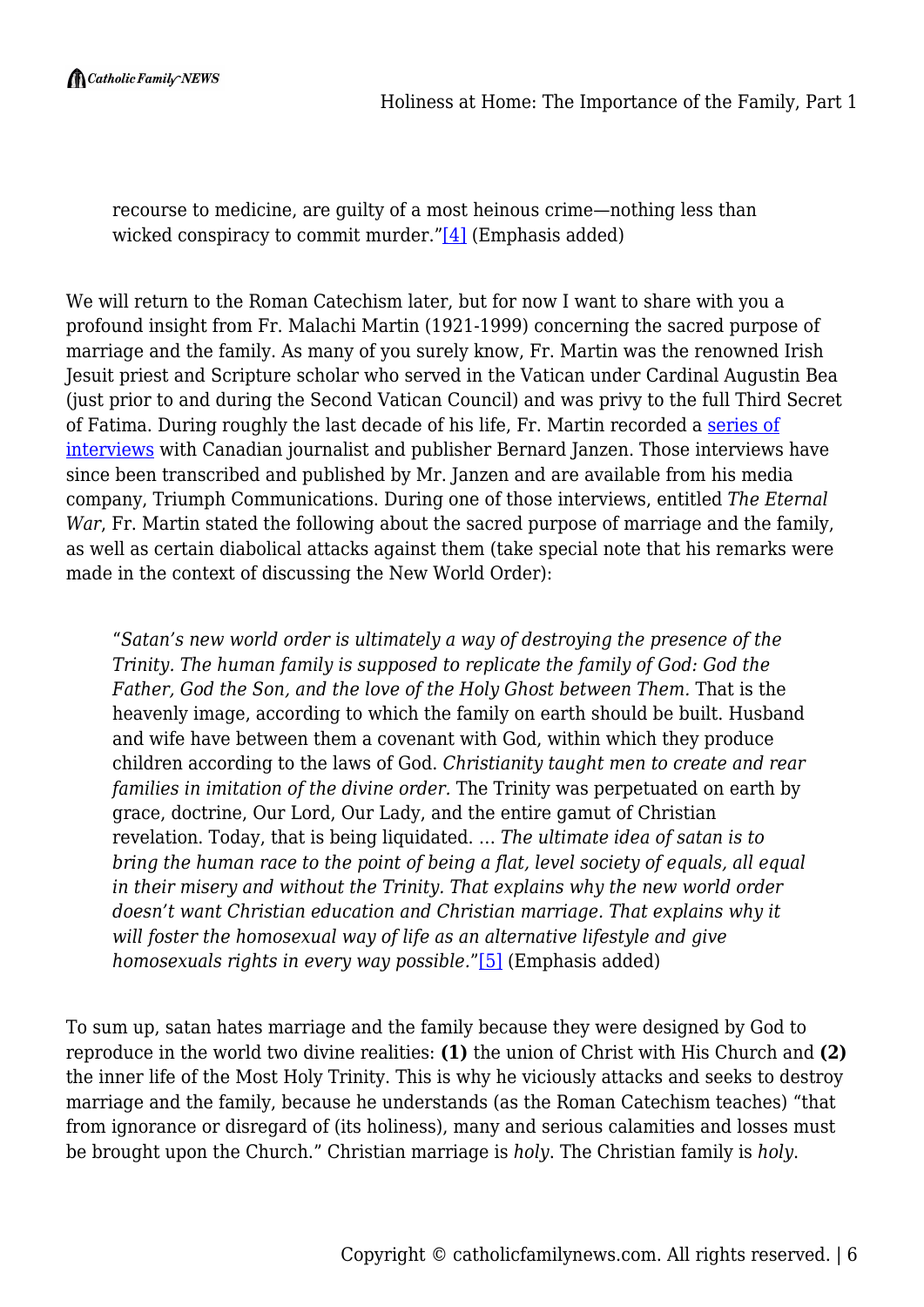> recourse to medicine, are guilty of a most heinous crime—nothing less than wicked conspiracy to commit murder."[4] (Emphasis added)

We will return to the Roman Catechism later, but for now I want to share with you a profound insight from Fr. Malachi Martin (1921-1999) concerning the sacred purpose of marriage and the family. As many of you surely know, Fr. Martin was the renowned Irish Jesuit priest and Scripture scholar who served in the Vatican under Cardinal Augustin Bea (just prior to and during the Second Vatican Council) and was privy to the full Third Secret of Fatima. During roughly the last decade of his life, Fr. Martin recorded a series of interviews with Canadian journalist and publisher Bernard Janzen. Those interviews have since been transcribed and published by Mr. Janzen and are available from his media company, Triumph Communications. During one of those interviews, entitled *The Eternal War*, Fr. Martin stated the following about the sacred purpose of marriage and the family, as well as certain diabolical attacks against them (take special note that his remarks were made in the context of discussing the New World Order):

> "*Satan's new world order is ultimately a way of destroying the presence of the Trinity. The human family is supposed to replicate the family of God: God the Father, God the Son, and the love of the Holy Ghost between Them.* That is the heavenly image, according to which the family on earth should be built. Husband and wife have between them a covenant with God, within which they produce children according to the laws of God. *Christianity taught men to create and rear families in imitation of the divine order.* The Trinity was perpetuated on earth by grace, doctrine, Our Lord, Our Lady, and the entire gamut of Christian revelation. Today, that is being liquidated. … *The ultimate idea of satan is to bring the human race to the point of being a flat, level society of equals, all equal in their misery and without the Trinity. That explains why the new world order doesn't want Christian education and Christian marriage. That explains why it will foster the homosexual way of life as an alternative lifestyle and give homosexuals rights in every way possible.*"[5] (Emphasis added)

To sum up, satan hates marriage and the family because they were designed by God to reproduce in the world two divine realities: **(1)** the union of Christ with His Church and **(2)** the inner life of the Most Holy Trinity. This is why he viciously attacks and seeks to destroy marriage and the family, because he understands (as the Roman Catechism teaches) "that from ignorance or disregard of (its holiness), many and serious calamities and losses must be brought upon the Church." Christian marriage is *holy*. The Christian family is *holy*.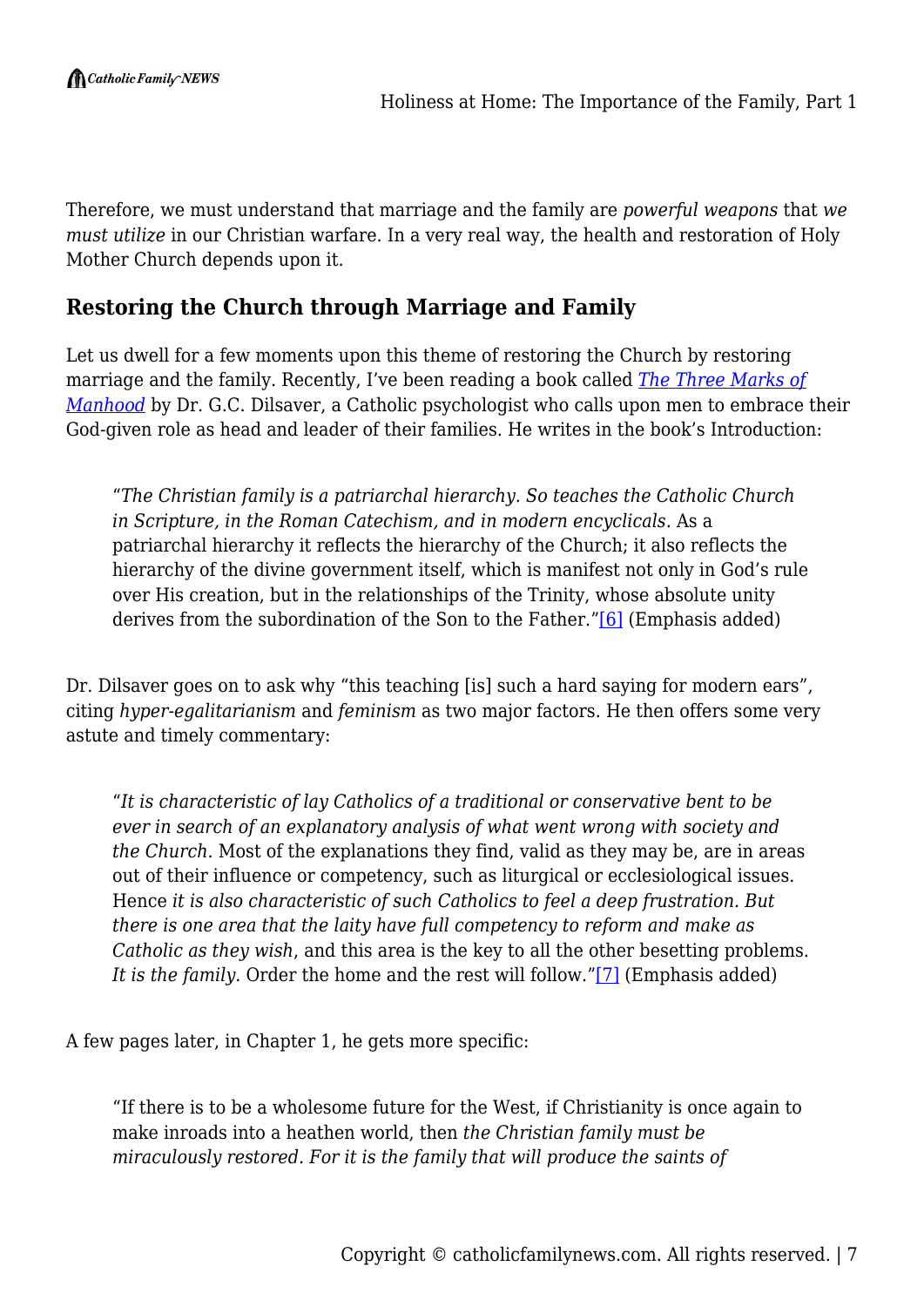Therefore, we must understand that marriage and the family are *powerful weapons* that *we must utilize* in our Christian warfare. In a very real way, the health and restoration of Holy Mother Church depends upon it.

## Restoring the Church through Marriage and Family

Let us dwell for a few moments upon this theme of restoring the Church by restoring marriage and the family. Recently, I've been reading a book called *The Three Marks of Manhood* by Dr. G.C. Dilsaver, a Catholic psychologist who calls upon men to embrace their God-given role as head and leader of their families. He writes in the book's Introduction:

> "*The Christian family is a patriarchal hierarchy. So teaches the Catholic Church in Scripture, in the Roman Catechism, and in modern encyclicals.* As a patriarchal hierarchy it reflects the hierarchy of the Church; it also reflects the hierarchy of the divine government itself, which is manifest not only in God's rule over His creation, but in the relationships of the Trinity, whose absolute unity derives from the subordination of the Son to the Father."[6] (Emphasis added)

Dr. Dilsaver goes on to ask why "this teaching [is] such a hard saying for modern ears", citing *hyper-egalitarianism* and *feminism* as two major factors. He then offers some very astute and timely commentary:

> "*It is characteristic of lay Catholics of a traditional or conservative bent to be ever in search of an explanatory analysis of what went wrong with society and the Church.* Most of the explanations they find, valid as they may be, are in areas out of their influence or competency, such as liturgical or ecclesiological issues. Hence *it is also characteristic of such Catholics to feel a deep frustration. But there is one area that the laity have full competency to reform and make as Catholic as they wish*, and this area is the key to all the other besetting problems. *It is the family.* Order the home and the rest will follow."[7] (Emphasis added)

A few pages later, in Chapter 1, he gets more specific:

> "If there is to be a wholesome future for the West, if Christianity is once again to make inroads into a heathen world, then *the Christian family must be miraculously restored. For it is the family that will produce the saints of*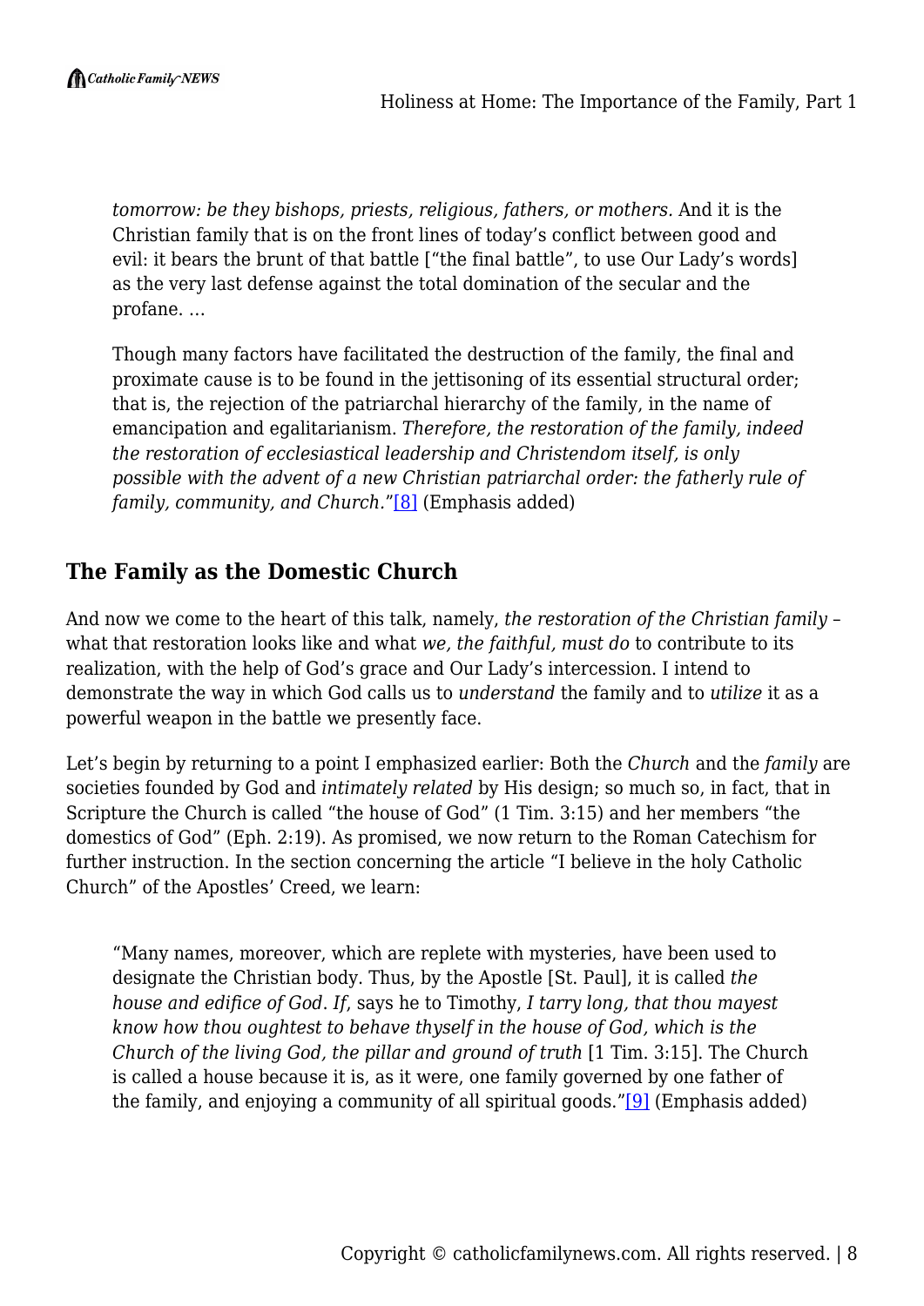> *tomorrow: be they bishops, priests, religious, fathers, or mothers.* And it is the Christian family that is on the front lines of today's conflict between good and evil: it bears the brunt of that battle ["the final battle", to use Our Lady's words] as the very last defense against the total domination of the secular and the profane. …
>
> Though many factors have facilitated the destruction of the family, the final and proximate cause is to be found in the jettisoning of its essential structural order; that is, the rejection of the patriarchal hierarchy of the family, in the name of emancipation and egalitarianism. *Therefore, the restoration of the family, indeed the restoration of ecclesiastical leadership and Christendom itself, is only possible with the advent of a new Christian patriarchal order: the fatherly rule of family, community, and Church.*"[8] (Emphasis added)

## The Family as the Domestic Church

And now we come to the heart of this talk, namely, *the restoration of the Christian family* – what that restoration looks like and what *we, the faithful, must do* to contribute to its realization, with the help of God's grace and Our Lady's intercession. I intend to demonstrate the way in which God calls us to *understand* the family and to *utilize* it as a powerful weapon in the battle we presently face.

Let's begin by returning to a point I emphasized earlier: Both the *Church* and the *family* are societies founded by God and *intimately related* by His design; so much so, in fact, that in Scripture the Church is called "the house of God" (1 Tim. 3:15) and her members "the domestics of God" (Eph. 2:19). As promised, we now return to the Roman Catechism for further instruction. In the section concerning the article "I believe in the holy Catholic Church" of the Apostles' Creed, we learn:

> "Many names, moreover, which are replete with mysteries, have been used to designate the Christian body. Thus, by the Apostle [St. Paul], it is called *the house and edifice of God*. *If*, says he to Timothy, *I tarry long, that thou mayest know how thou oughtest to behave thyself in the house of God, which is the Church of the living God, the pillar and ground of truth* [1 Tim. 3:15]. The Church is called a house because it is, as it were, one family governed by one father of the family, and enjoying a community of all spiritual goods."[9] (Emphasis added)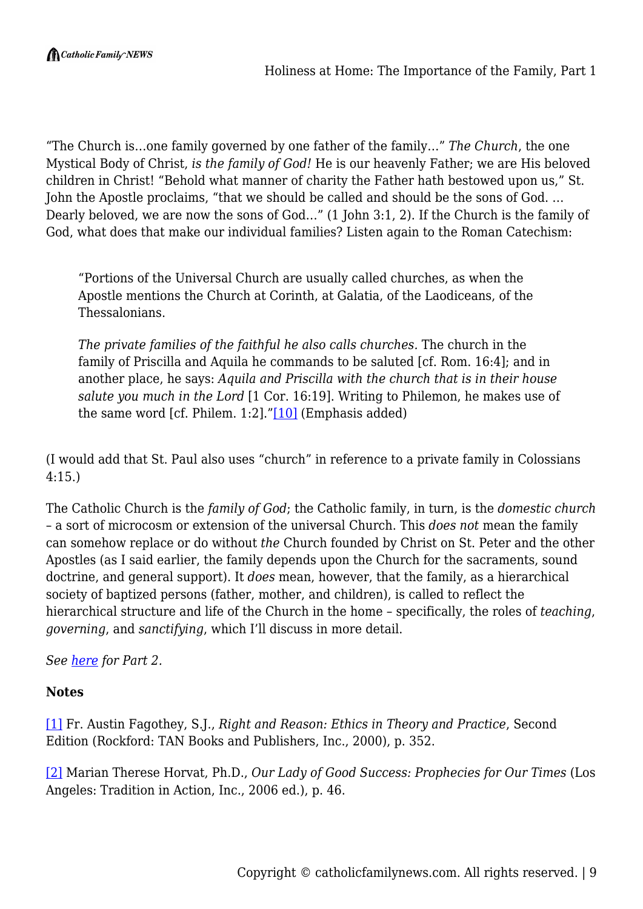"The Church is…one family governed by one father of the family…" *The Church*, the one Mystical Body of Christ, *is the family of God!* He is our heavenly Father; we are His beloved children in Christ! "Behold what manner of charity the Father hath bestowed upon us," St. John the Apostle proclaims, "that we should be called and should be the sons of God. … Dearly beloved, we are now the sons of God…" (1 John 3:1, 2). If the Church is the family of God, what does that make our individual families? Listen again to the Roman Catechism:

> "Portions of the Universal Church are usually called churches, as when the Apostle mentions the Church at Corinth, at Galatia, of the Laodiceans, of the Thessalonians.
>
> *The private families of the faithful he also calls churches.* The church in the family of Priscilla and Aquila he commands to be saluted [cf. Rom. 16:4]; and in another place, he says: *Aquila and Priscilla with the church that is in their house salute you much in the Lord* [1 Cor. 16:19]. Writing to Philemon, he makes use of the same word [cf. Philem. 1:2]."[10] (Emphasis added)

(I would add that St. Paul also uses "church" in reference to a private family in Colossians 4:15.)

The Catholic Church is the *family of God*; the Catholic family, in turn, is the *domestic church* – a sort of microcosm or extension of the universal Church. This *does not* mean the family can somehow replace or do without *the* Church founded by Christ on St. Peter and the other Apostles (as I said earlier, the family depends upon the Church for the sacraments, sound doctrine, and general support). It *does* mean, however, that the family, as a hierarchical society of baptized persons (father, mother, and children), is called to reflect the hierarchical structure and life of the Church in the home – specifically, the roles of *teaching*, *governing*, and *sanctifying*, which I'll discuss in more detail.

*See here for Part 2.*

**Notes**

[1] Fr. Austin Fagothey, S.J., *Right and Reason: Ethics in Theory and Practice*, Second Edition (Rockford: TAN Books and Publishers, Inc., 2000), p. 352.

[2] Marian Therese Horvat, Ph.D., *Our Lady of Good Success: Prophecies for Our Times* (Los Angeles: Tradition in Action, Inc., 2006 ed.), p. 46.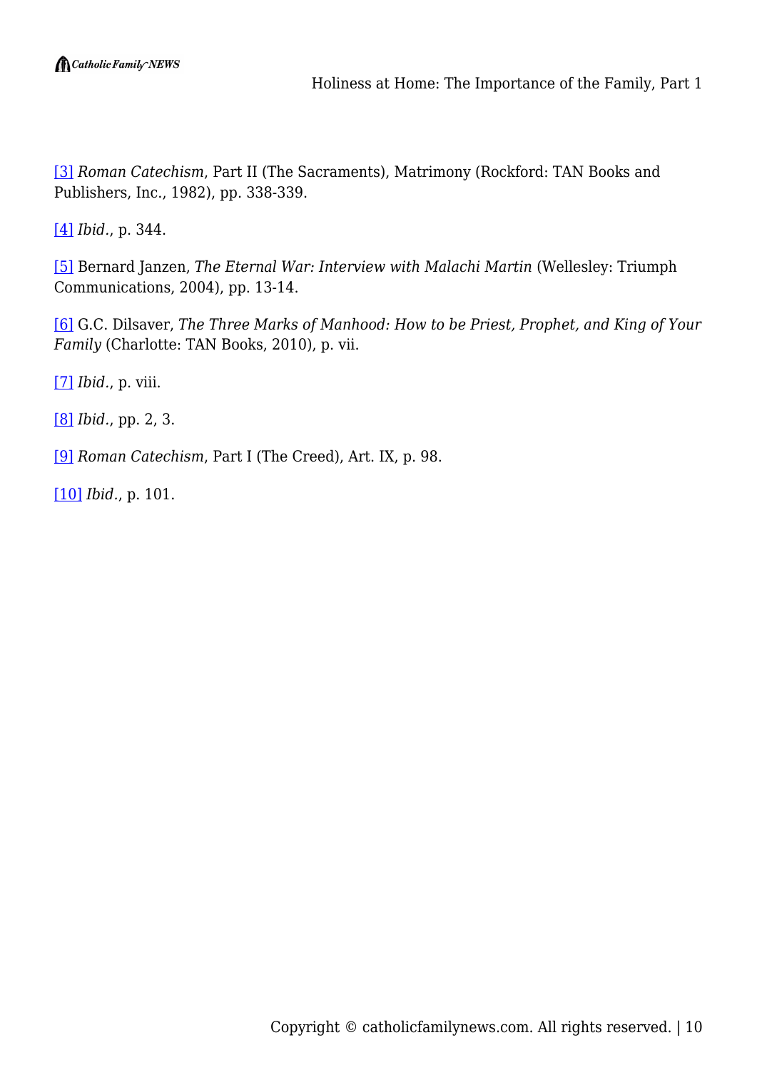[3] *Roman Catechism*, Part II (The Sacraments), Matrimony (Rockford: TAN Books and Publishers, Inc., 1982), pp. 338-339.

[4] *Ibid.*, p. 344.

[5] Bernard Janzen, *The Eternal War: Interview with Malachi Martin* (Wellesley: Triumph Communications, 2004), pp. 13-14.

[6] G.C. Dilsaver, *The Three Marks of Manhood: How to be Priest, Prophet, and King of Your Family* (Charlotte: TAN Books, 2010), p. vii.

[7] *Ibid.*, p. viii.

[8] *Ibid.*, pp. 2, 3.

[9] *Roman Catechism*, Part I (The Creed), Art. IX, p. 98.

[10] *Ibid.*, p. 101.